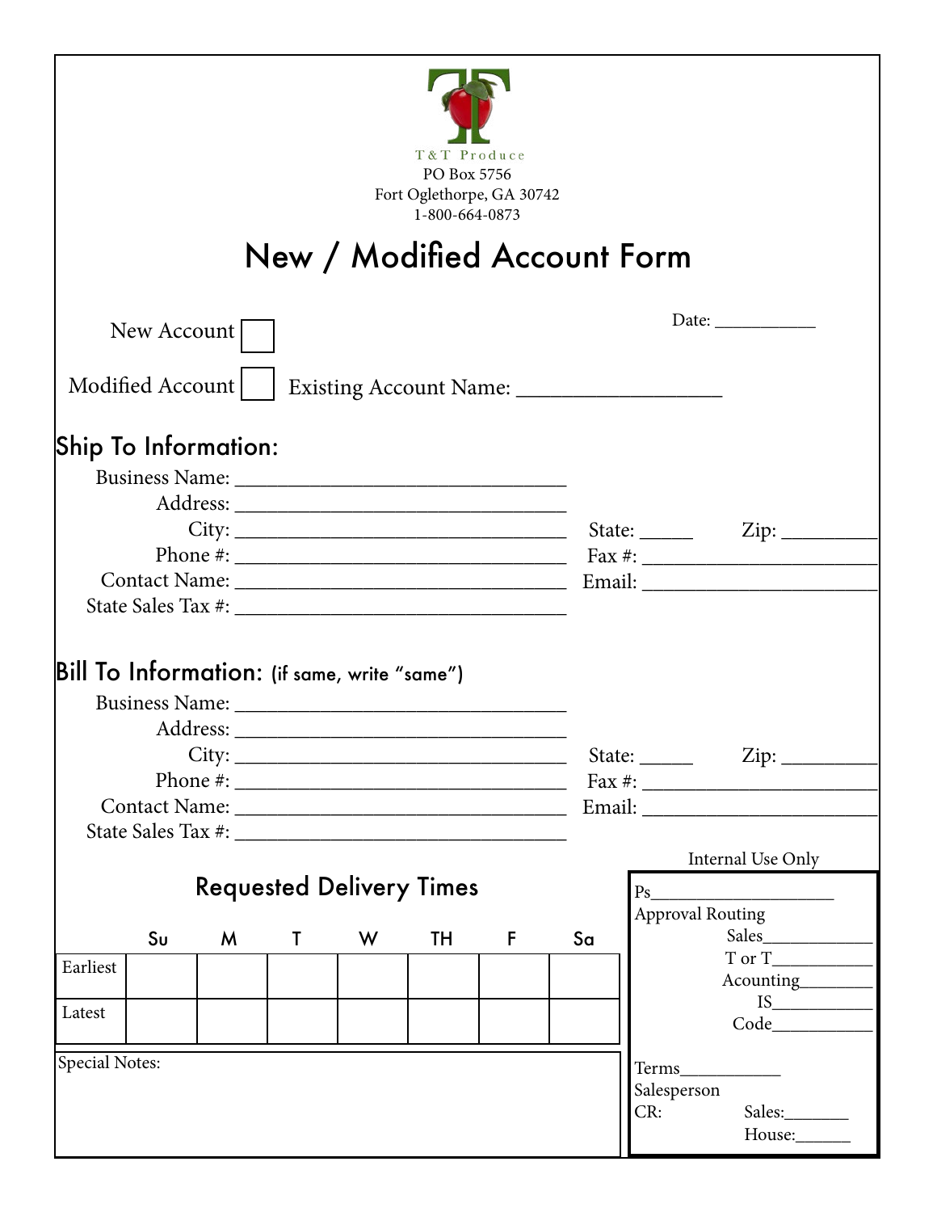T&T Produce
PO Box 5756
Fort Oglethorpe, GA 30742
1-800-664-0873

# New / Modified Account Form

New Account ☐

Date: ___________

Modified Account ☐ Existing Account Name: __________________

## Ship To Information:

Business Name: ________________________________

Address: ________________________________

City: ________________________________ State: _____ Zip: _________

Phone #: ________________________________ Fax #: _______________________

Contact Name: ________________________________ Email: _______________________

State Sales Tax #: ________________________________

## Bill To Information: (if same, write "same")

Business Name: ________________________________

Address: ________________________________

City: ________________________________ State: _____ Zip: _________

Phone #: ________________________________ Fax #: _______________________

Contact Name: ________________________________ Email: _______________________

State Sales Tax #: ________________________________

## Requested Delivery Times

| | Su | M | T | W | TH | F | Sa |
|---|---|---|---|---|---|---|---|
| Earliest | | | | | | | |
| Latest | | | | | | | |

Special Notes:

Internal Use Only

Ps____________________

Approval Routing

Sales____________

T or T___________

Acounting________

IS___________

Code___________

Terms___________

Salesperson

CR: Sales:_______

House:______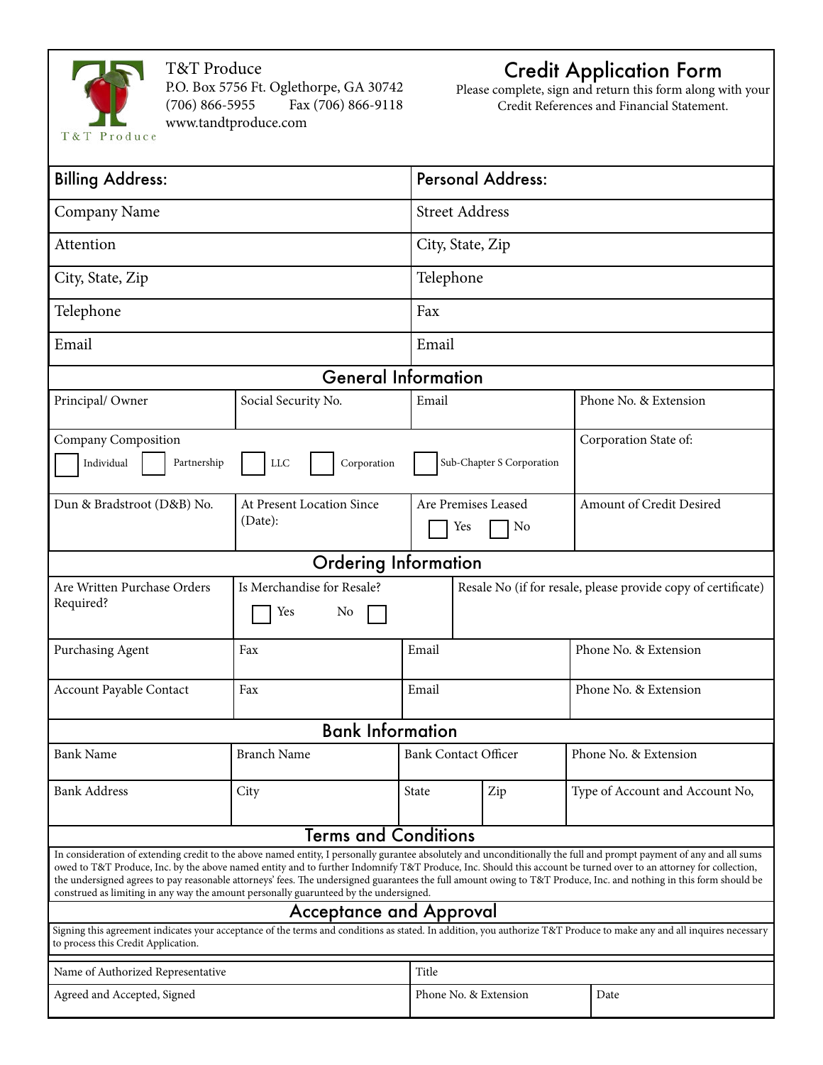T&T Produce
P.O. Box 5756 Ft. Oglethorpe, GA 30742
(706) 866-5955 Fax (706) 866-9118
www.tandtproduce.com

# Credit Application Form

Please complete, sign and return this form along with your Credit References and Financial Statement.

| Billing Address: | Personal Address: |
| --- | --- |
| Company Name | Street Address |
| Attention | City, State, Zip |
| City, State, Zip | Telephone |
| Telephone | Fax |
| Email | Email |

## General Information

| Principal/ Owner | Social Security No. | Email | Phone No. & Extension |
| --- | --- | --- | --- |
| Company Composition ☐ Individual ☐ Partnership ☐ LLC ☐ Corporation ☐ Sub-Chapter S Corporation | | | Corporation State of: |
| Dun & Bradstroot (D&B) No. | At Present Location Since (Date): | Are Premises Leased ☐ Yes ☐ No | Amount of Credit Desired |

## Ordering Information

| Are Written Purchase Orders Required? | Is Merchandise for Resale? ☐ Yes No ☐ | Resale No (if for resale, please provide copy of certificate) | |
| --- | --- | --- | --- |
| Purchasing Agent | Fax | Email | Phone No. & Extension |
| Account Payable Contact | Fax | Email | Phone No. & Extension |

## Bank Information

| Bank Name | Branch Name | Bank Contact Officer | | Phone No. & Extension |
| --- | --- | --- | --- | --- |
| Bank Address | City | State | Zip | Type of Account and Account No, |

## Terms and Conditions

In consideration of extending credit to the above named entity, I personally gurantee absolutely and unconditionally the full and prompt payment of any and all sums owed to T&T Produce, Inc. by the above named entity and to further Indomnify T&T Produce, Inc. Should this account be turned over to an attorney for collection, the undersigned agrees to pay reasonable attorneys' fees. The undersigned guarantees the full amount owing to T&T Produce, Inc. and nothing in this form should be construed as limiting in any way the amount personally guarunteed by the undersigned.

## Acceptance and Approval

Signing this agreement indicates your acceptance of the terms and conditions as stated. In addition, you authorize T&T Produce to make any and all inquires necessary to process this Credit Application.

| Name of Authorized Representative | Title | |
| --- | --- | --- |
| Agreed and Accepted, Signed | Phone No. & Extension | Date |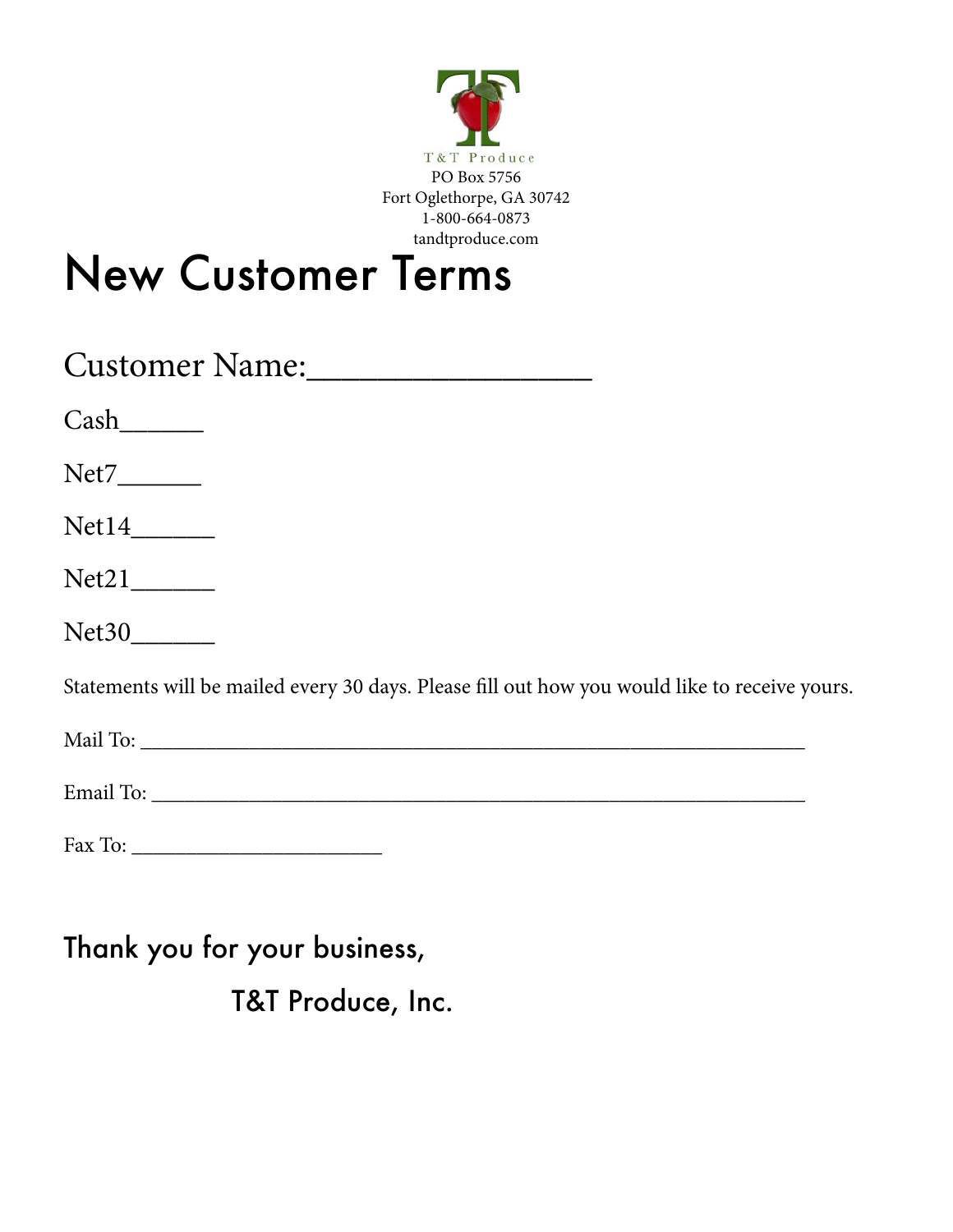T&T Produce
PO Box 5756
Fort Oglethorpe, GA 30742
1-800-664-0873
tandtproduce.com

# New Customer Terms

## Customer Name:________________

Cash______

Net7______

Net14______

Net21______

Net30______

Statements will be mailed every 30 days. Please fill out how you would like to receive yours.

Mail To: ____________________________________________________________

Email To: ___________________________________________________________

Fax To: _______________________

Thank you for your business,

T&T Produce, Inc.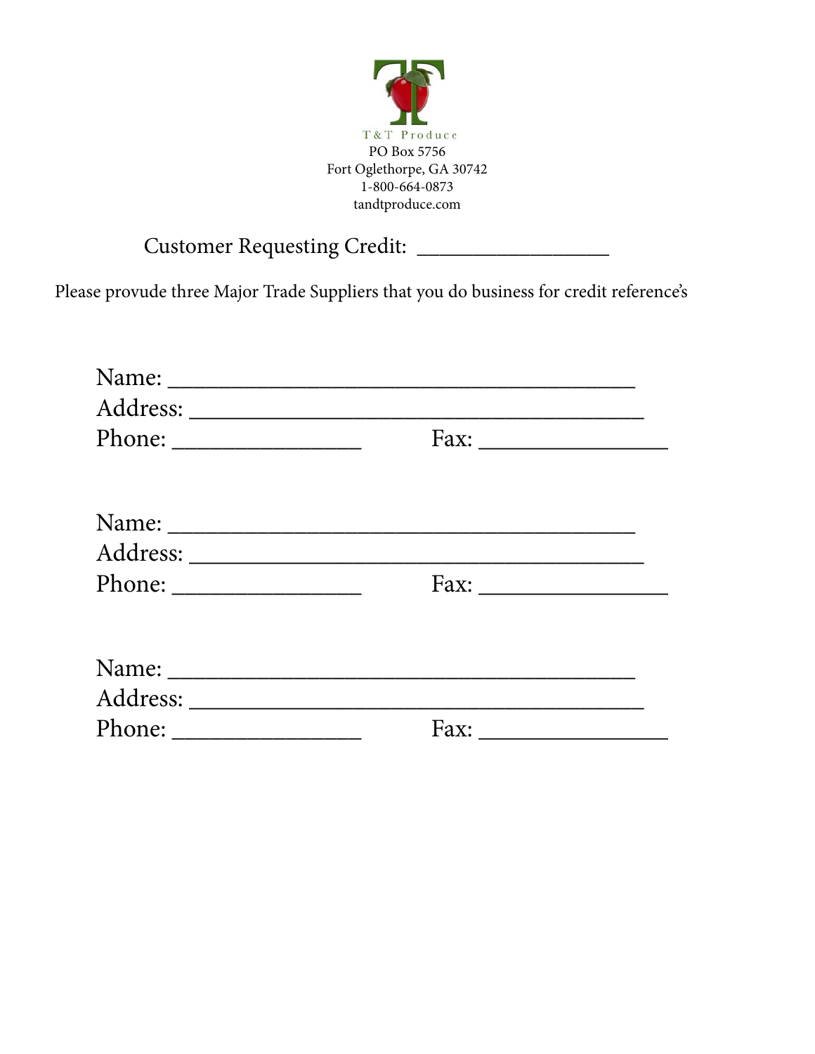T&T Produce

PO Box 5756
Fort Oglethorpe, GA 30742
1-800-664-0873
tandtproduce.com

Customer Requesting Credit: _________________

Please provude three Major Trade Suppliers that you do business for credit reference's

Name: ________________________________________
Address: ______________________________________
Phone: ________________ Fax: ________________

Name: ________________________________________
Address: ______________________________________
Phone: ________________ Fax: ________________

Name: ________________________________________
Address: ______________________________________
Phone: ________________ Fax: ________________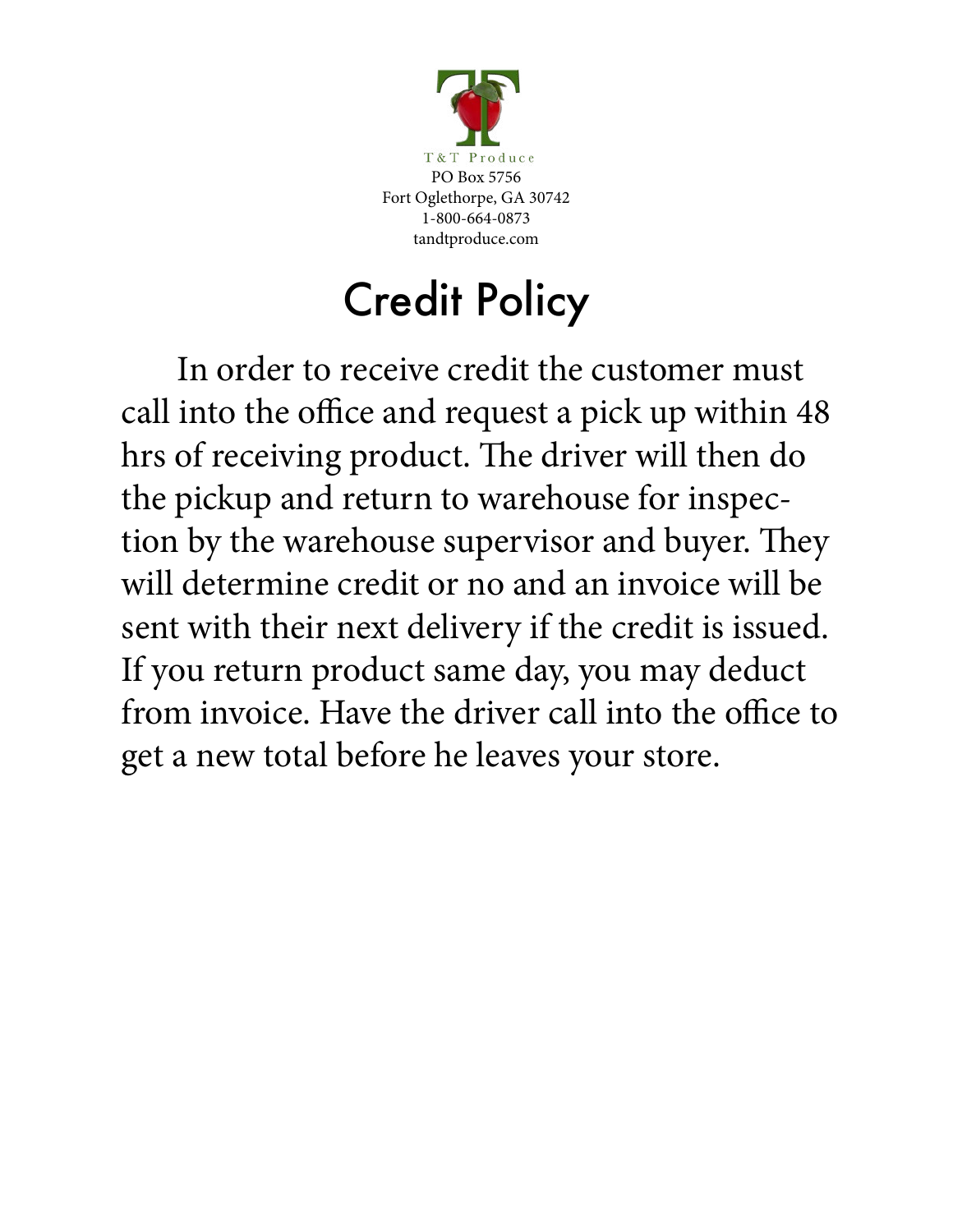T&T Produce
PO Box 5756
Fort Oglethorpe, GA 30742
1-800-664-0873
tandtproduce.com

# Credit Policy

In order to receive credit the customer must call into the office and request a pick up within 48 hrs of receiving product. The driver will then do the pickup and return to warehouse for inspection by the warehouse supervisor and buyer. They will determine credit or no and an invoice will be sent with their next delivery if the credit is issued. If you return product same day, you may deduct from invoice. Have the driver call into the office to get a new total before he leaves your store.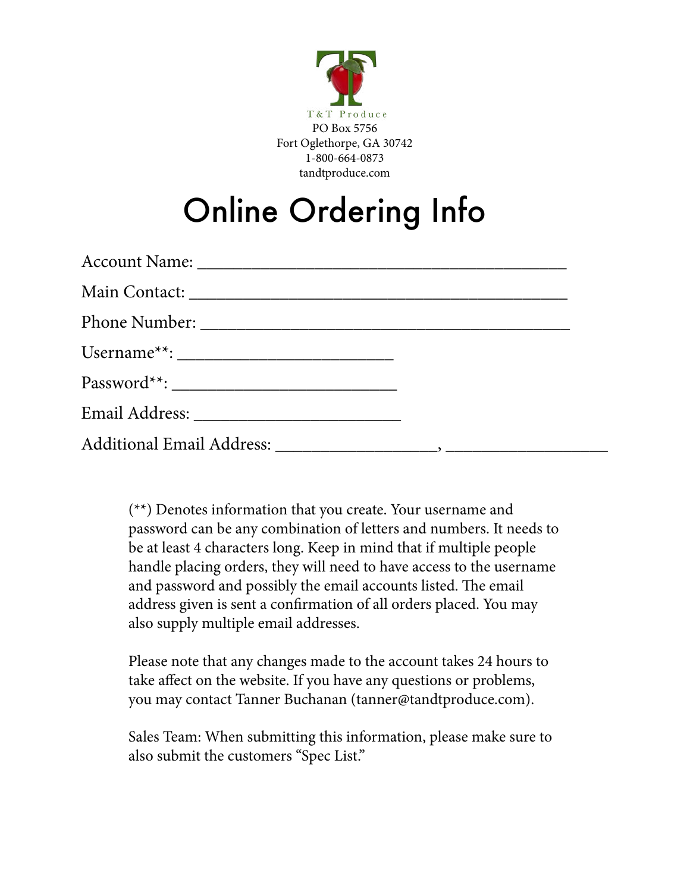T&T Produce

PO Box 5756
Fort Oglethorpe, GA 30742
1-800-664-0873
tandtproduce.com

# Online Ordering Info

Account Name: ________________________________________

Main Contact: ________________________________________

Phone Number: ________________________________________

Username**: _______________________

Password**: ________________________

Email Address: ______________________

Additional Email Address: __________________, __________________

(**) Denotes information that you create. Your username and password can be any combination of letters and numbers. It needs to be at least 4 characters long. Keep in mind that if multiple people handle placing orders, they will need to have access to the username and password and possibly the email accounts listed. The email address given is sent a confirmation of all orders placed. You may also supply multiple email addresses.

Please note that any changes made to the account takes 24 hours to take affect on the website. If you have any questions or problems, you may contact Tanner Buchanan (tanner@tandtproduce.com).

Sales Team: When submitting this information, please make sure to also submit the customers "Spec List."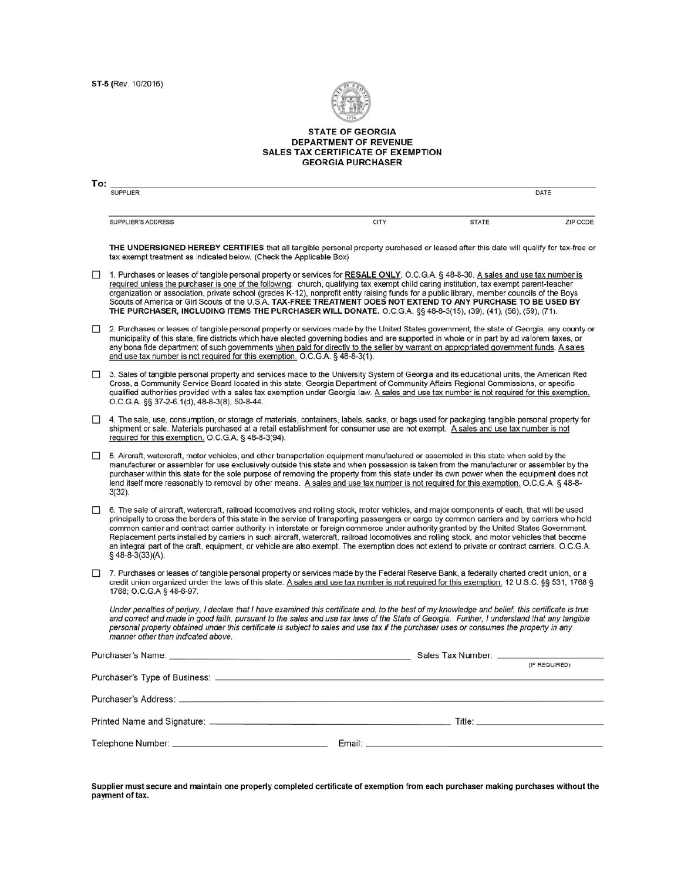ST-5 (Rev. 10/2016)

# STATE OF GEORGIA
## DEPARTMENT OF REVENUE
## SALES TAX CERTIFICATE OF EXEMPTION
## GEORGIA PURCHASER

**To:** ______________________________________________ 
SUPPLIER ______________________________ DATE

______________________________________________
SUPPLIER'S ADDRESS ______ CITY ______ STATE ______ ZIP CODE

**THE UNDERSIGNED HEREBY CERTIFIES** that all tangible personal property purchased or leased after this date will qualify for tax-free or tax exempt treatment as indicated below. (Check the Applicable Box)

☐ 1. Purchases or leases of tangible personal property or services for **RESALE ONLY**. O.C.G.A. § 48-8-30. A sales and use tax number is required unless the purchaser is one of the following: church, qualifying tax exempt child caring institution, tax exempt parent-teacher organization or association, private school (grades K-12), nonprofit entity raising funds for a public library, member councils of the Boys Scouts of America or Girl Scouts of the U.S.A. **TAX-FREE TREATMENT DOES NOT EXTEND TO ANY PURCHASE TO BE USED BY THE PURCHASER, INCLUDING ITEMS THE PURCHASER WILL DONATE.** O.C.G.A. §§ 48-8-3(15), (39), (41), (56), (59), (71).

☐ 2. Purchases or leases of tangible personal property or services made by the United States government, the state of Georgia, any county or municipality of this state, fire districts which have elected governing bodies and are supported in whole or in part by ad valorem taxes, or any bona fide department of such governments when paid for directly to the seller by warrant on appropriated government funds. A sales and use tax number is not required for this exemption. O.C.G.A. § 48-8-3(1).

☐ 3. Sales of tangible personal property and services made to the University System of Georgia and its educational units, the American Red Cross, a Community Service Board located in this state, Georgia Department of Community Affairs Regional Commissions, or specific qualified authorities provided with a sales tax exemption under Georgia law. A sales and use tax number is not required for this exemption. O.C.G.A. §§ 37-2-6.1(d), 48-8-3(8), 50-8-44.

☐ 4. The sale, use, consumption, or storage of materials, containers, labels, sacks, or bags used for packaging tangible personal property for shipment or sale. Materials purchased at a retail establishment for consumer use are not exempt. A sales and use tax number is not required for this exemption. O.C.G.A. § 48-8-3(94).

☐ 5. Aircraft, watercraft, motor vehicles, and other transportation equipment manufactured or assembled in this state when sold by the manufacturer or assembler for use exclusively outside this state and when possession is taken from the manufacturer or assembler by the purchaser within this state for the sole purpose of removing the property from this state under its own power when the equipment does not lend itself more reasonably to removal by other means. A sales and use tax number is not required for this exemption. O.C.G.A. § 48-8-3(32).

☐ 6. The sale of aircraft, watercraft, railroad locomotives and rolling stock, motor vehicles, and major components of each, that will be used principally to cross the borders of this state in the service of transporting passengers or cargo by common carriers and by carriers who hold common carrier and contract carrier authority in interstate or foreign commerce under authority granted by the United States Government. Replacement parts installed by carriers in such aircraft, watercraft, railroad locomotives and rolling stock, and motor vehicles that become an integral part of the craft, equipment, or vehicle are also exempt. The exemption does not extend to private or contract carriers. O.C.G.A. § 48-8-3(33)(A).

☐ 7. Purchases or leases of tangible personal property or services made by the Federal Reserve Bank, a federally charted credit union, or a credit union organized under the laws of this state. A sales and use tax number is not required for this exemption. 12 U.S.C. §§ 531, 1768 § 1768; O.C.G.A § 48-6-97.

*Under penalties of perjury, I declare that I have examined this certificate and, to the best of my knowledge and belief, this certificate is true and correct and made in good faith, pursuant to the sales and use tax laws of the State of Georgia. Further, I understand that any tangible personal property obtained under this certificate is subject to sales and use tax if the purchaser uses or consumes the property in any manner other than indicated above.*

Purchaser's Name: ______________________________ Sales Tax Number: ______________ (IF REQUIRED)

Purchaser's Type of Business: ______________________________

Purchaser's Address: ______________________________

Printed Name and Signature: ______________________________ Title: ______________

Telephone Number: ______________ Email: ______________________________

**Supplier must secure and maintain one properly completed certificate of exemption from each purchaser making purchases without the payment of tax.**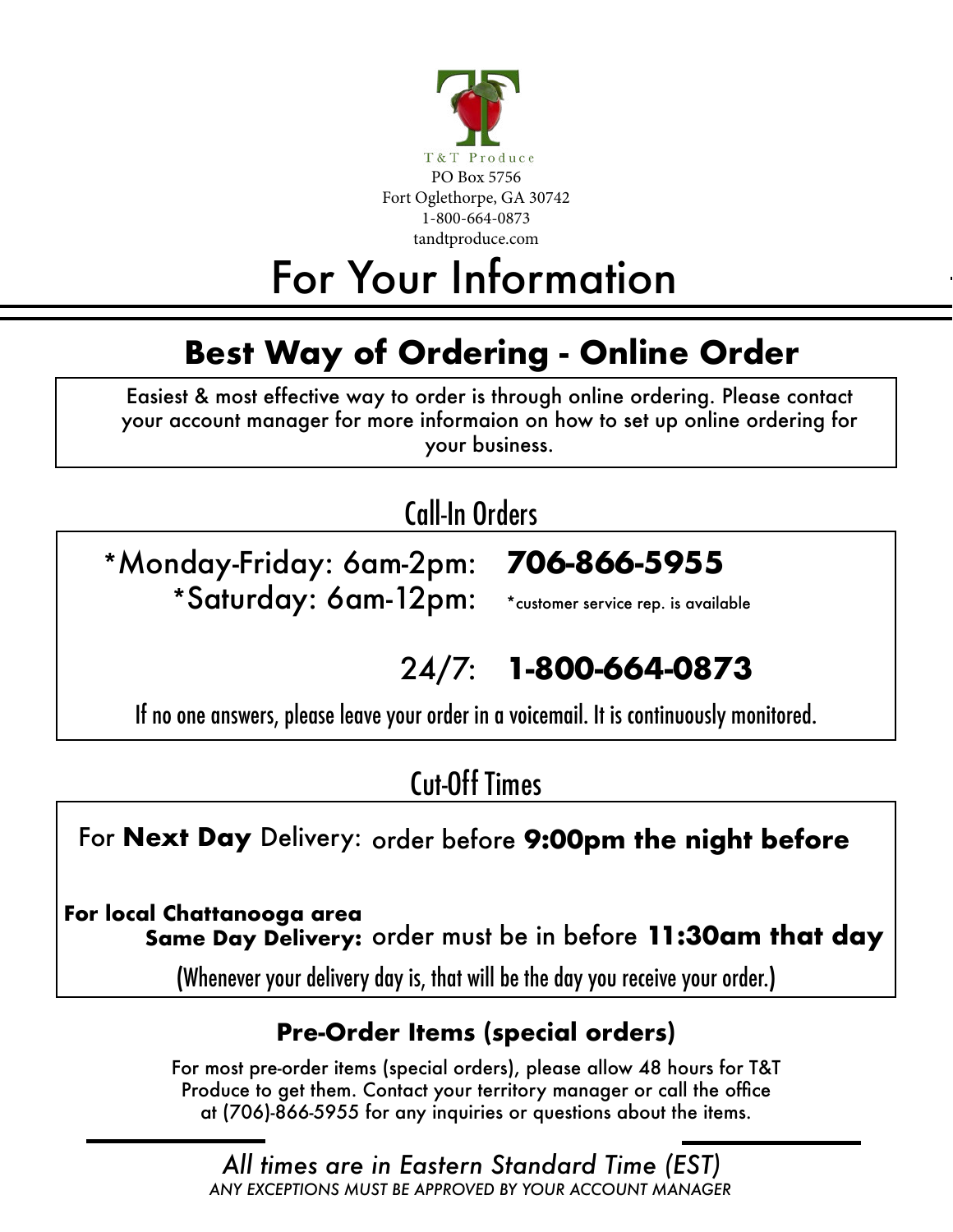T&T Produce
PO Box 5756
Fort Oglethorpe, GA 30742
1-800-664-0873
tandtproduce.com

# For Your Information

## Best Way of Ordering - Online Order

Easiest & most effective way to order is through online ordering. Please contact your account manager for more informaion on how to set up online ordering for your business.

## Call-In Orders

*Monday-Friday: 6am-2pm: **706-866-5955**
*Saturday: 6am-12pm: *customer service rep. is available

24/7: **1-800-664-0873**

If no one answers, please leave your order in a voicemail. It is continuously monitored.

## Cut-Off Times

For **Next Day** Delivery: order before **9:00pm the night before**

**For local Chattanooga area Same Day Delivery:** order must be in before **11:30am that day**

(Whenever your delivery day is, that will be the day you receive your order.)

### Pre-Order Items (special orders)

For most pre-order items (special orders), please allow 48 hours for T&T Produce to get them. Contact your territory manager or call the office at (706)-866-5955 for any inquiries or questions about the items.

*All times are in Eastern Standard Time (EST)*

*ANY EXCEPTIONS MUST BE APPROVED BY YOUR ACCOUNT MANAGER*